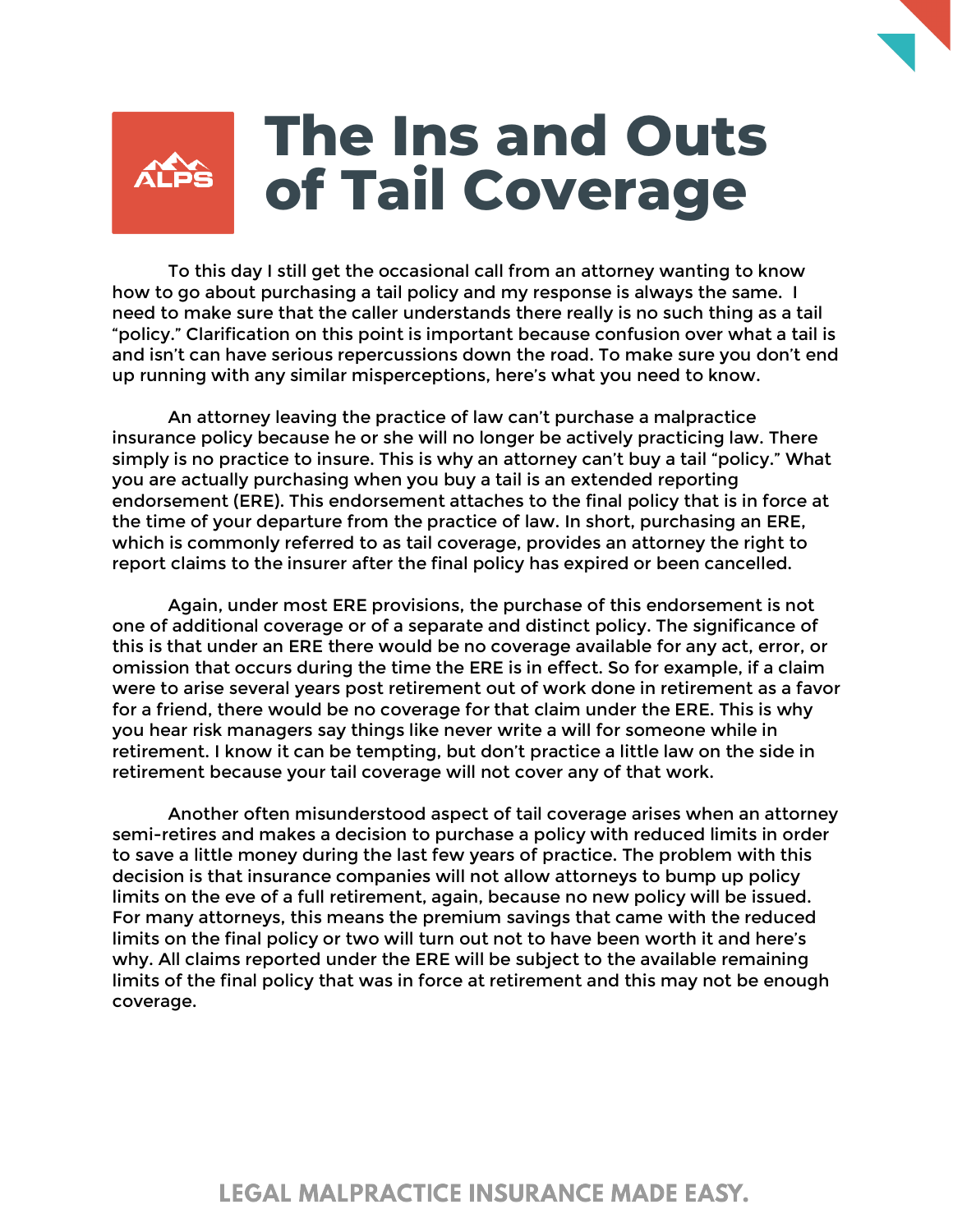# The Ins and Outs of Tail Coverage

To this day I still get the occasional call from an attorney wanting to know how to go about purchasing a tail policy and my response is always the same. I need to make sure that the caller understands there really is no such thing as a tail "policy." Clarification on this point is important because confusion over what a tail is and isn't can have serious repercussions down the road. To make sure you don't end up running with any similar misperceptions, here's what you need to know.

An attorney leaving the practice of law can't purchase a malpractice insurance policy because he or she will no longer be actively practicing law. There simply is no practice to insure. This is why an attorney can't buy a tail "policy." What you are actually purchasing when you buy a tail is an extended reporting endorsement (ERE). This endorsement attaches to the final policy that is in force at the time of your departure from the practice of law. In short, purchasing an ERE, which is commonly referred to as tail coverage, provides an attorney the right to report claims to the insurer after the final policy has expired or been cancelled.

Again, under most ERE provisions, the purchase of this endorsement is not one of additional coverage or of a separate and distinct policy. The significance of this is that under an ERE there would be no coverage available for any act, error, or omission that occurs during the time the ERE is in effect. So for example, if a claim were to arise several years post retirement out of work done in retirement as a favor for a friend, there would be no coverage for that claim under the ERE. This is why you hear risk managers say things like never write a will for someone while in retirement. I know it can be tempting, but don't practice a little law on the side in retirement because your tail coverage will not cover any of that work.

Another often misunderstood aspect of tail coverage arises when an attorney semi-retires and makes a decision to purchase a policy with reduced limits in order to save a little money during the last few years of practice. The problem with this decision is that insurance companies will not allow attorneys to bump up policy limits on the eve of a full retirement, again, because no new policy will be issued. For many attorneys, this means the premium savings that came with the reduced limits on the final policy or two will turn out not to have been worth it and here's why. All claims reported under the ERE will be subject to the available remaining limits of the final policy that was in force at retirement and this may not be enough coverage.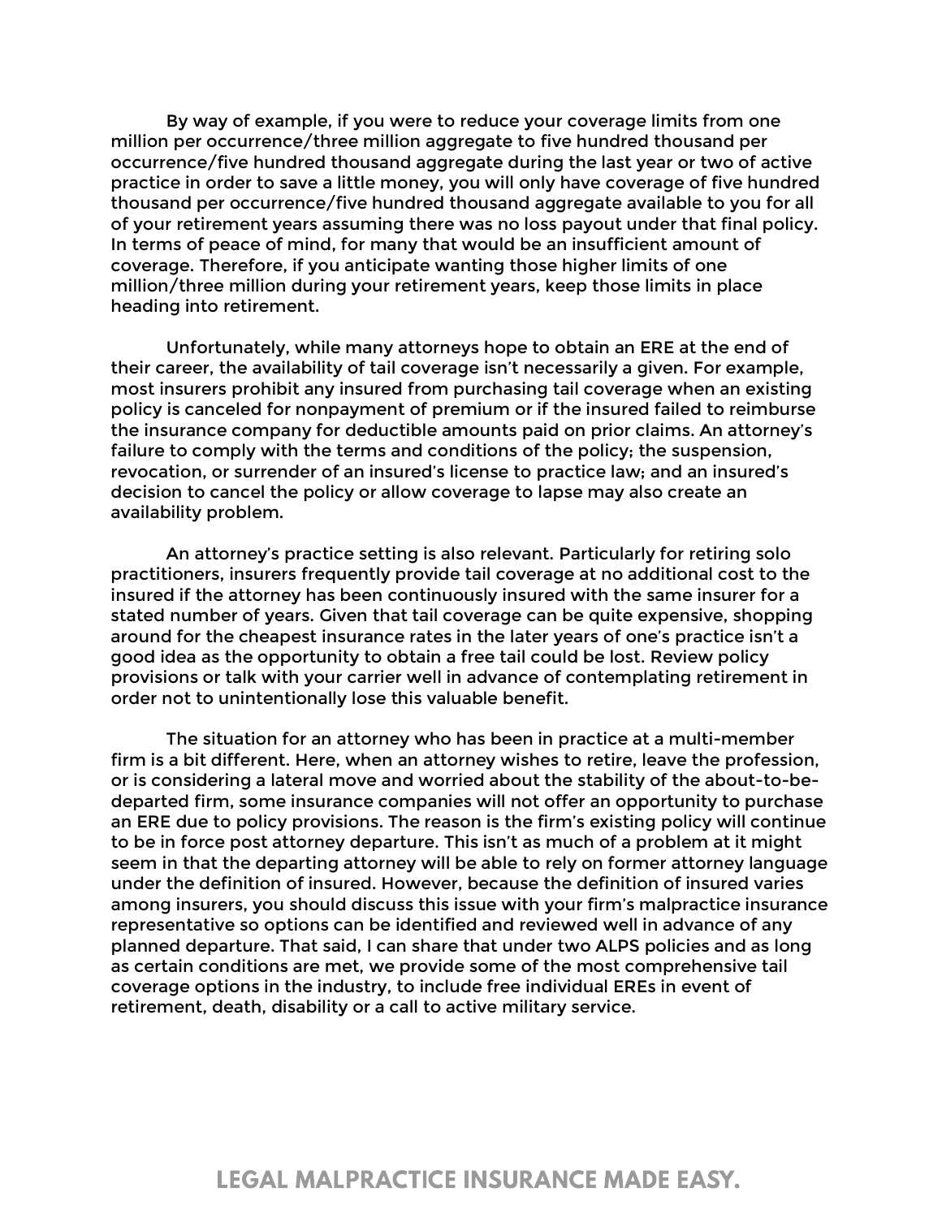By way of example, if you were to reduce your coverage limits from one million per occurrence/three million aggregate to five hundred thousand per occurrence/five hundred thousand aggregate during the last year or two of active practice in order to save a little money, you will only have coverage of five hundred thousand per occurrence/five hundred thousand aggregate available to you for all of your retirement years assuming there was no loss payout under that final policy. In terms of peace of mind, for many that would be an insufficient amount of coverage. Therefore, if you anticipate wanting those higher limits of one million/three million during your retirement years, keep those limits in place heading into retirement.

Unfortunately, while many attorneys hope to obtain an ERE at the end of their career, the availability of tail coverage isn't necessarily a given. For example, most insurers prohibit any insured from purchasing tail coverage when an existing policy is canceled for nonpayment of premium or if the insured failed to reimburse the insurance company for deductible amounts paid on prior claims. An attorney's failure to comply with the terms and conditions of the policy; the suspension, revocation, or surrender of an insured's license to practice law; and an insured's decision to cancel the policy or allow coverage to lapse may also create an availability problem.

An attorney's practice setting is also relevant. Particularly for retiring solo practitioners, insurers frequently provide tail coverage at no additional cost to the insured if the attorney has been continuously insured with the same insurer for a stated number of years. Given that tail coverage can be quite expensive, shopping around for the cheapest insurance rates in the later years of one's practice isn't a good idea as the opportunity to obtain a free tail could be lost. Review policy provisions or talk with your carrier well in advance of contemplating retirement in order not to unintentionally lose this valuable benefit.

The situation for an attorney who has been in practice at a multi-member firm is a bit different. Here, when an attorney wishes to retire, leave the profession, or is considering a lateral move and worried about the stability of the about-to-be-departed firm, some insurance companies will not offer an opportunity to purchase an ERE due to policy provisions. The reason is the firm's existing policy will continue to be in force post attorney departure. This isn't as much of a problem at it might seem in that the departing attorney will be able to rely on former attorney language under the definition of insured. However, because the definition of insured varies among insurers, you should discuss this issue with your firm's malpractice insurance representative so options can be identified and reviewed well in advance of any planned departure. That said, I can share that under two ALPS policies and as long as certain conditions are met, we provide some of the most comprehensive tail coverage options in the industry, to include free individual EREs in event of retirement, death, disability or a call to active military service.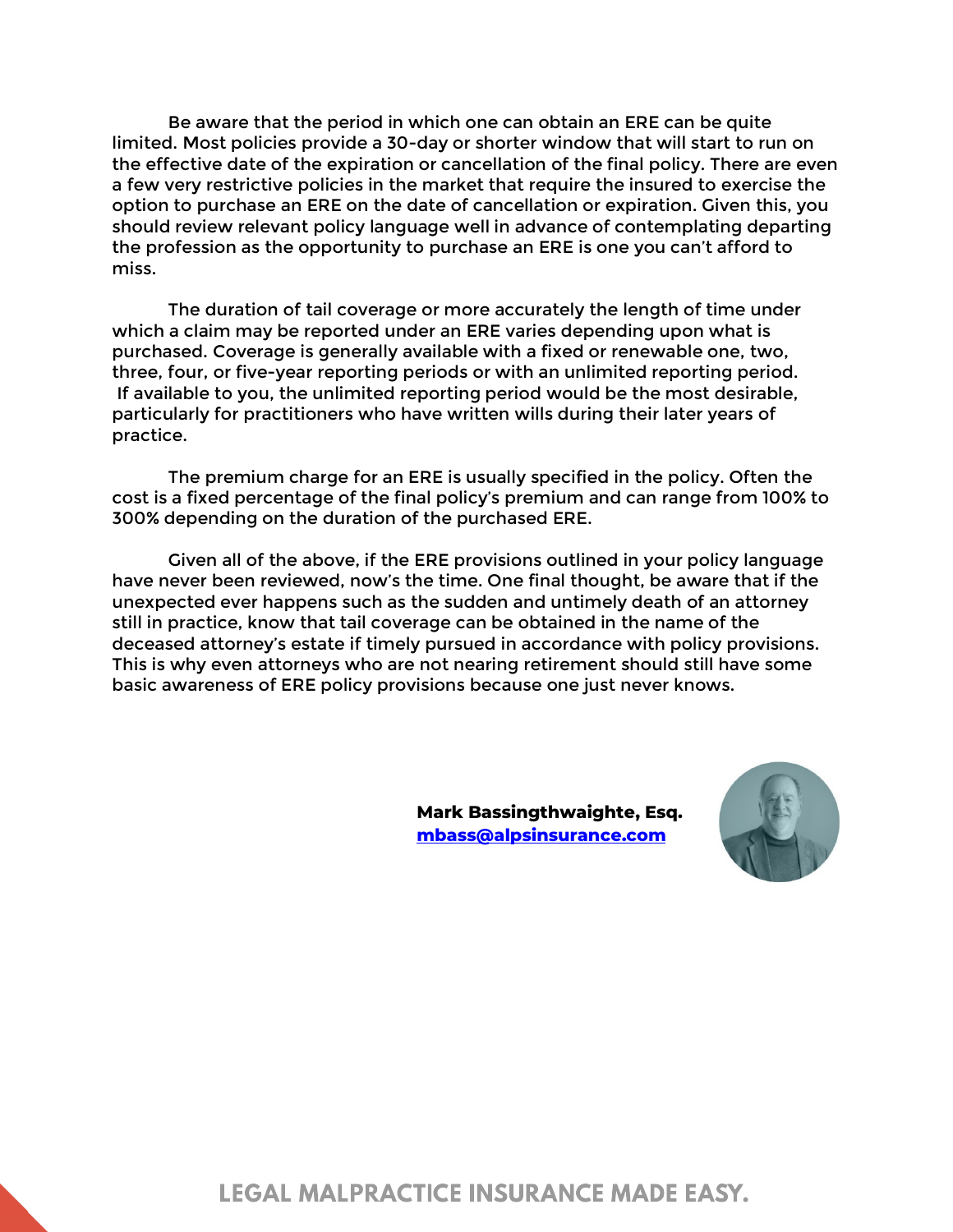Be aware that the period in which one can obtain an ERE can be quite limited. Most policies provide a 30-day or shorter window that will start to run on the effective date of the expiration or cancellation of the final policy. There are even a few very restrictive policies in the market that require the insured to exercise the option to purchase an ERE on the date of cancellation or expiration. Given this, you should review relevant policy language well in advance of contemplating departing the profession as the opportunity to purchase an ERE is one you can't afford to miss.

The duration of tail coverage or more accurately the length of time under which a claim may be reported under an ERE varies depending upon what is purchased. Coverage is generally available with a fixed or renewable one, two, three, four, or five-year reporting periods or with an unlimited reporting period. If available to you, the unlimited reporting period would be the most desirable, particularly for practitioners who have written wills during their later years of practice.

The premium charge for an ERE is usually specified in the policy. Often the cost is a fixed percentage of the final policy's premium and can range from 100% to 300% depending on the duration of the purchased ERE.

Given all of the above, if the ERE provisions outlined in your policy language have never been reviewed, now's the time. One final thought, be aware that if the unexpected ever happens such as the sudden and untimely death of an attorney still in practice, know that tail coverage can be obtained in the name of the deceased attorney's estate if timely pursued in accordance with policy provisions. This is why even attorneys who are not nearing retirement should still have some basic awareness of ERE policy provisions because one just never knows.

**Mark Bassingthwaighte, Esq.**
**[mbass@alpsinsurance.com](mailto:mbass@alpsinsurance.com)**